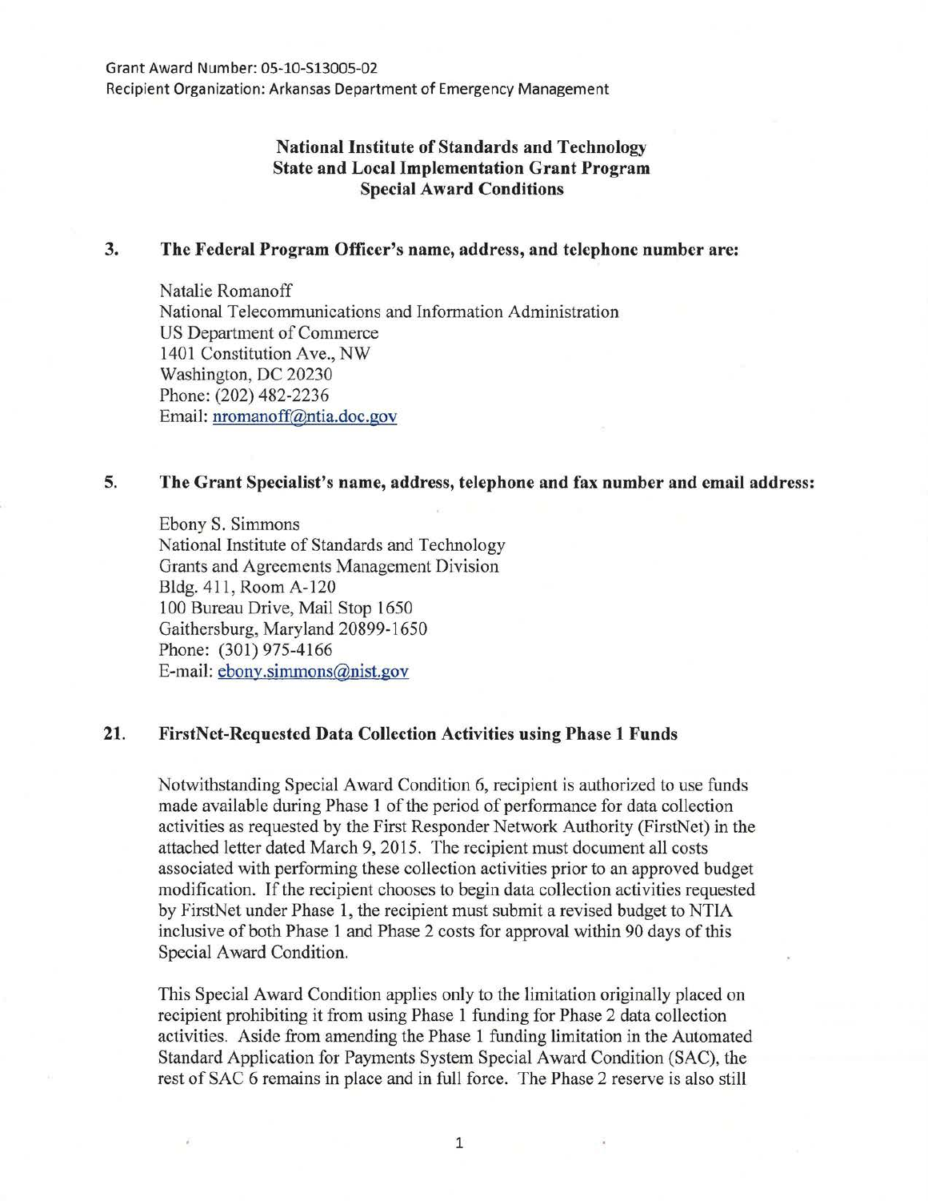Grant Award Number: 05-10-S13005-02
Recipient Organization: Arkansas Department of Emergency Management

**National Institute of Standards and Technology**
**State and Local Implementation Grant Program**
**Special Award Conditions**

**3. The Federal Program Officer's name, address, and telephone number are:**

Natalie Romanoff
National Telecommunications and Information Administration
US Department of Commerce
1401 Constitution Ave., NW
Washington, DC 20230
Phone: (202) 482-2236
Email: nromanoff@ntia.doc.gov

**5. The Grant Specialist's name, address, telephone and fax number and email address:**

Ebony S. Simmons
National Institute of Standards and Technology
Grants and Agreements Management Division
Bldg. 411, Room A-120
100 Bureau Drive, Mail Stop 1650
Gaithersburg, Maryland 20899-1650
Phone: (301) 975-4166
E-mail: ebony.simmons@nist.gov

**21. FirstNet-Requested Data Collection Activities using Phase 1 Funds**

Notwithstanding Special Award Condition 6, recipient is authorized to use funds made available during Phase 1 of the period of performance for data collection activities as requested by the First Responder Network Authority (FirstNet) in the attached letter dated March 9, 2015. The recipient must document all costs associated with performing these collection activities prior to an approved budget modification. If the recipient chooses to begin data collection activities requested by FirstNet under Phase 1, the recipient must submit a revised budget to NTIA inclusive of both Phase 1 and Phase 2 costs for approval within 90 days of this Special Award Condition.

This Special Award Condition applies only to the limitation originally placed on recipient prohibiting it from using Phase 1 funding for Phase 2 data collection activities. Aside from amending the Phase 1 funding limitation in the Automated Standard Application for Payments System Special Award Condition (SAC), the rest of SAC 6 remains in place and in full force. The Phase 2 reserve is also still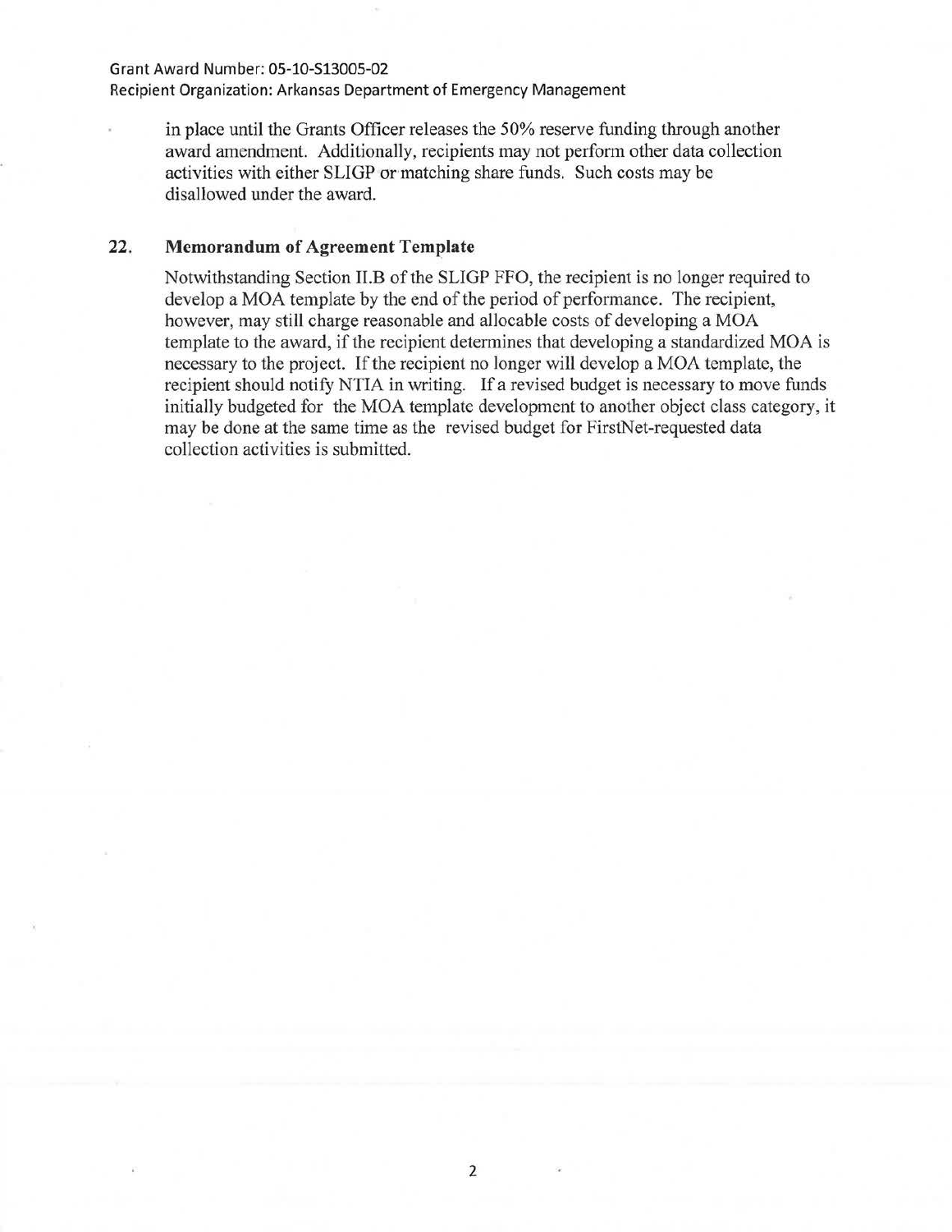in place until the Grants Officer releases the 50% reserve funding through another award amendment. Additionally, recipients may not perform other data collection activities with either SLIGP or matching share funds. Such costs may be disallowed under the award.

## 22. Memorandum of Agreement Template

Notwithstanding Section II.B of the SLIGP FFO, the recipient is no longer required to develop a MOA template by the end of the period of performance. The recipient, however, may still charge reasonable and allocable costs of developing a MOA template to the award, if the recipient determines that developing a standardized MOA is necessary to the project. If the recipient no longer will develop a MOA template, the recipient should notify NTIA in writing. If a revised budget is necessary to move funds initially budgeted for the MOA template development to another object class category, it may be done at the same time as the revised budget for FirstNet-requested data collection activities is submitted.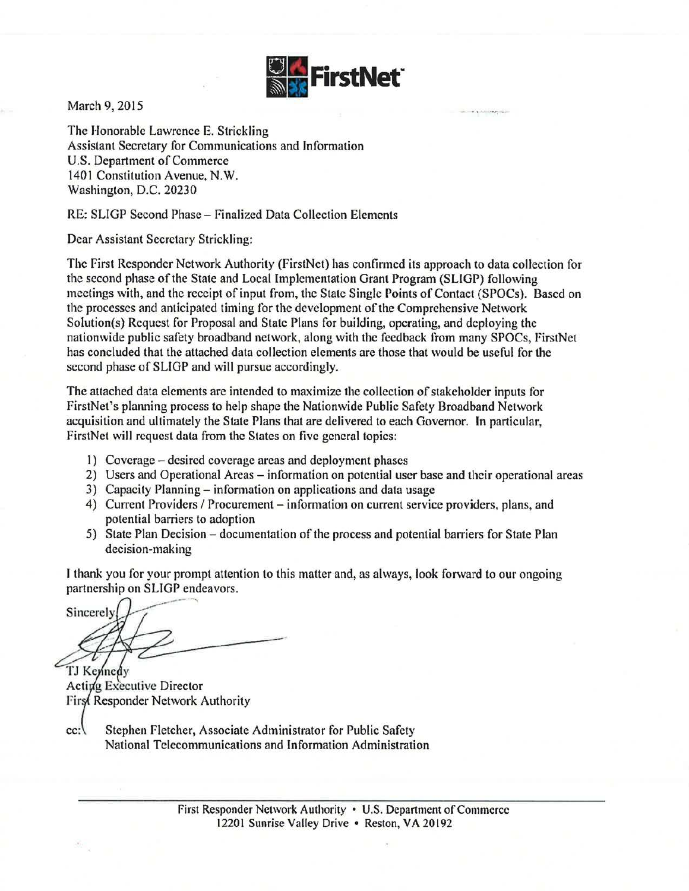FirstNet

March 9, 2015

The Honorable Lawrence E. Strickling
Assistant Secretary for Communications and Information
U.S. Department of Commerce
1401 Constitution Avenue, N.W.
Washington, D.C. 20230

RE: SLIGP Second Phase – Finalized Data Collection Elements

Dear Assistant Secretary Strickling:

The First Responder Network Authority (FirstNet) has confirmed its approach to data collection for the second phase of the State and Local Implementation Grant Program (SLIGP) following meetings with, and the receipt of input from, the State Single Points of Contact (SPOCs). Based on the processes and anticipated timing for the development of the Comprehensive Network Solution(s) Request for Proposal and State Plans for building, operating, and deploying the nationwide public safety broadband network, along with the feedback from many SPOCs, FirstNet has concluded that the attached data collection elements are those that would be useful for the second phase of SLIGP and will pursue accordingly.

The attached data elements are intended to maximize the collection of stakeholder inputs for FirstNet's planning process to help shape the Nationwide Public Safety Broadband Network acquisition and ultimately the State Plans that are delivered to each Governor. In particular, FirstNet will request data from the States on five general topics:

1) Coverage – desired coverage areas and deployment phases
2) Users and Operational Areas – information on potential user base and their operational areas
3) Capacity Planning – information on applications and data usage
4) Current Providers / Procurement – information on current service providers, plans, and potential barriers to adoption
5) State Plan Decision – documentation of the process and potential barriers for State Plan decision-making

I thank you for your prompt attention to this matter and, as always, look forward to our ongoing partnership on SLIGP endeavors.

Sincerely,

TJ Kennedy
Acting Executive Director
First Responder Network Authority

cc: Stephen Fletcher, Associate Administrator for Public Safety
National Telecommunications and Information Administration

First Responder Network Authority • U.S. Department of Commerce
12201 Sunrise Valley Drive • Reston, VA 20192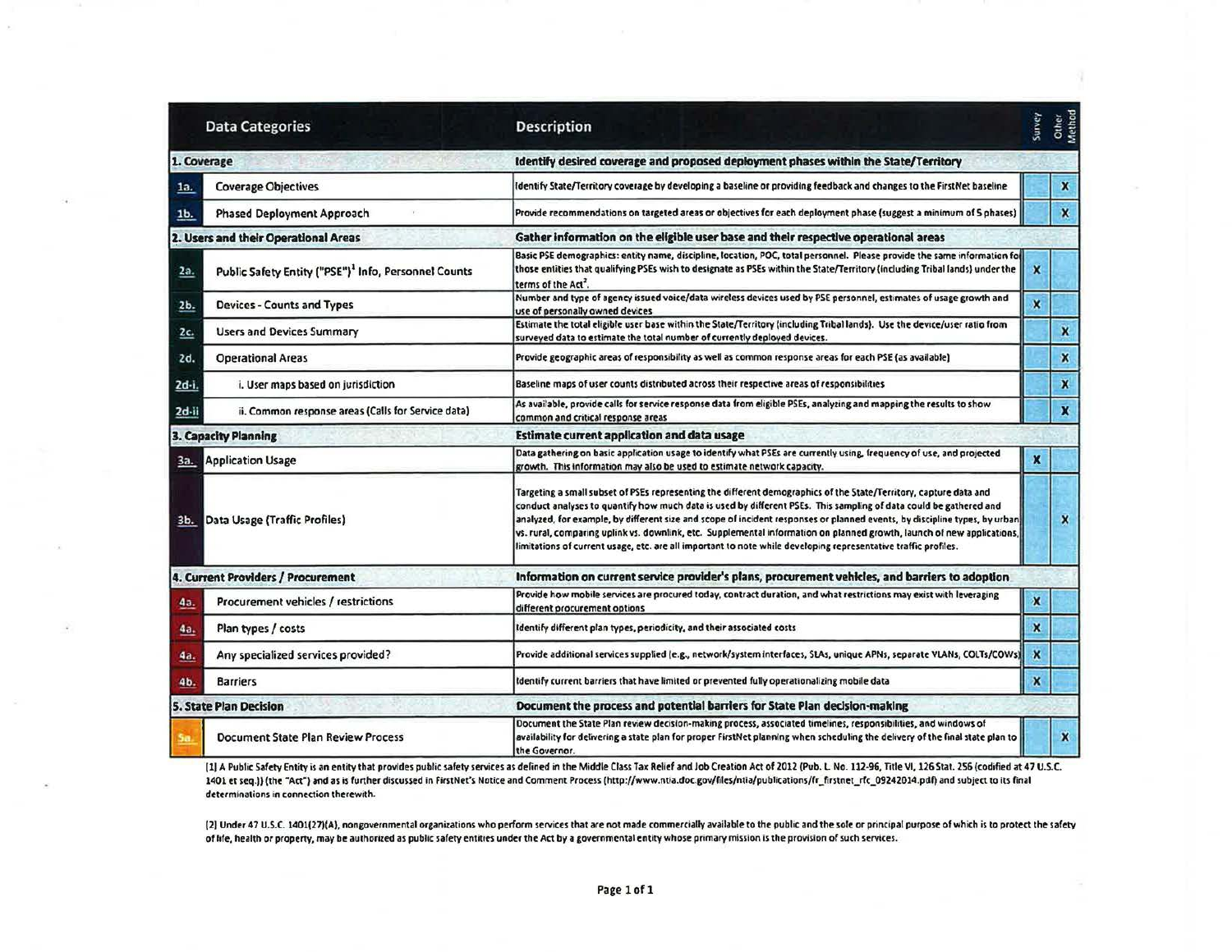| | Data Categories | Description | Survey | Other Method |
|---|---|---|---|---|
| **1. Coverage** | | **Identify desired coverage and proposed deployment phases within the State/Territory** | | |
| 1a. | Coverage Objectives | Identify State/Territory coverage by developing a baseline or providing feedback and changes to the FirstNet baseline | | X |
| 1b. | Phased Deployment Approach | Provide recommendations on targeted areas or objectives for each deployment phase (suggest a minimum of 5 phases) | | X |
| **2. Users and their Operational Areas** | | **Gather information on the eligible user base and their respective operational areas** | | |
| 2a. | Public Safety Entity ("PSE")[1] Info, Personnel Counts | Basic PSE demographics: entity name, discipline, location, POC, total personnel. Please provide the same information for those entities that qualifying PSEs wish to designate as PSEs within the State/Territory (including Tribal lands) under the terms of the Act[2]. | X | |
| 2b. | Devices - Counts and Types | Number and type of agency issued voice/data wireless devices used by PSE personnel, estimates of usage growth and use of personally owned devices | X | |
| 2c. | Users and Devices Summary | Estimate the total eligible user base within the State/Territory (including Tribal lands). Use the device/user ratio from surveyed data to estimate the total number of currently deployed devices. | | X |
| 2d. | Operational Areas | Provide geographic areas of responsibility as well as common response areas for each PSE (as available) | | X |
| 2d-i. | i. User maps based on jurisdiction | Baseline maps of user counts distributed across their respective areas of responsibilities | | X |
| 2d-ii | ii. Common response areas (Calls for Service data) | As available, provide calls for service response data from eligible PSEs, analyzing and mapping the results to show common and critical response areas | | X |
| **3. Capacity Planning** | | **Estimate current application and data usage** | | |
| 3a. | Application Usage | Data gathering on basic application usage to identify what PSEs are currently using, frequency of use, and projected growth. This information may also be used to estimate network capacity. | X | |
| 3b. | Data Usage (Traffic Profiles) | Targeting a small subset of PSEs representing the different demographics of the State/Territory, capture data and conduct analyses to quantify how much data is used by different PSEs. This sampling of data could be gathered and analyzed, for example, by different size and scope of incident responses or planned events, by discipline types, by urban vs. rural, comparing uplink vs. downlink, etc. Supplemental information on planned growth, launch of new applications, limitations of current usage, etc. are all important to note while developing representative traffic profiles. | | X |
| **4. Current Providers / Procurement** | | **Information on current service provider's plans, procurement vehicles, and barriers to adoption** | | |
| 4a. | Procurement vehicles / restrictions | Provide how mobile services are procured today, contract duration, and what restrictions may exist with leveraging different procurement options | X | |
| 4a. | Plan types / costs | Identify different plan types, periodicity, and their associated costs | X | |
| 4a. | Any specialized services provided? | Provide additional services supplied (e.g., network/system interfaces, SLAs, unique APNs, separate VLANs, COLTs/COWs) | X | |
| 4b. | Barriers | Identify current barriers that have limited or prevented fully operationalizing mobile data | X | |
| **5. State Plan Decision** | | **Document the process and potential barriers for State Plan decision-making** | | |
| 5a. | Document State Plan Review Process | Document the State Plan review decision-making process, associated timelines, responsibilities, and windows of availability for delivering a state plan for proper FirstNet planning when scheduling the delivery of the final state plan to the Governor. | | X |

[1] A Public Safety Entity is an entity that provides public safety services as defined in the Middle Class Tax Relief and Job Creation Act of 2012 (Pub. L. No. 112-96, Title VI, 126 Stat. 256 (codified at 47 U.S.C. 1401 et seq.)) (the "Act") and as is further discussed in FirstNet's Notice and Comment Process (http://www.ntia.doc.gov/files/ntia/publications/fr_firstnet_rfc_09242014.pdf) and subject to its final determinations in connection therewith.

[2] Under 47 U.S.C. 1401(27)(A), nongovernmental organizations who perform services that are not made commercially available to the public and the sole or principal purpose of which is to protect the safety of life, health or property, may be authorized as public safety entities under the Act by a governmental entity whose primary mission is the provision of such services.